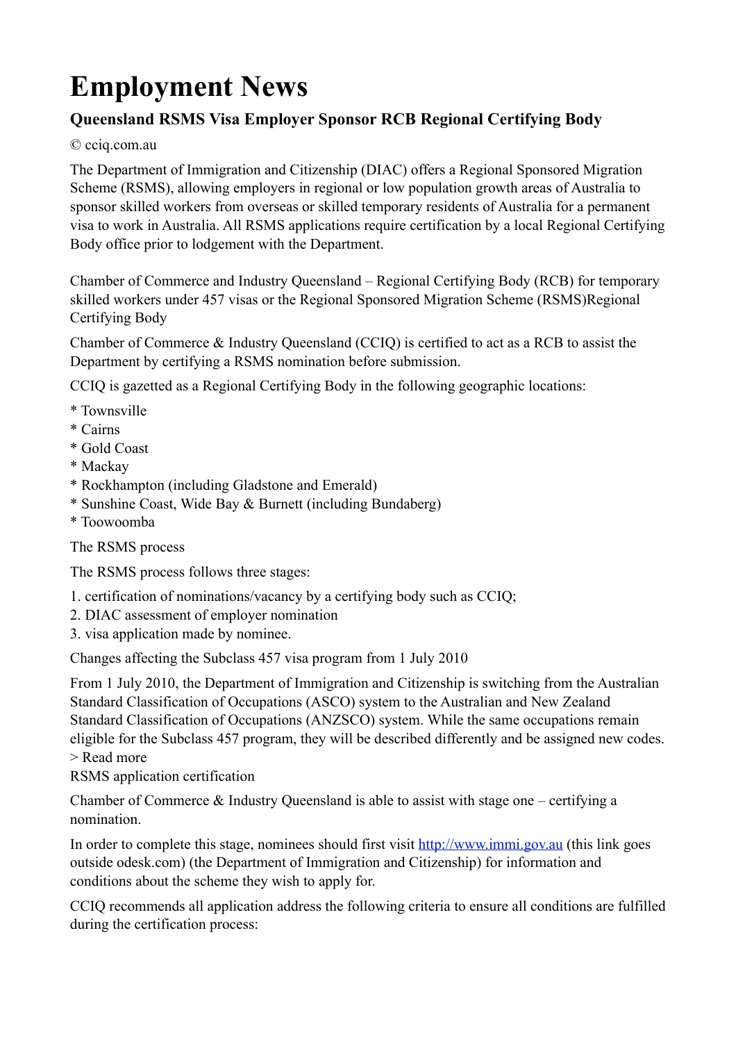# Employment News

### Queensland RSMS Visa Employer Sponsor RCB Regional Certifying Body

© cciq.com.au

The Department of Immigration and Citizenship (DIAC) offers a Regional Sponsored Migration Scheme (RSMS), allowing employers in regional or low population growth areas of Australia to sponsor skilled workers from overseas or skilled temporary residents of Australia for a permanent visa to work in Australia. All RSMS applications require certification by a local Regional Certifying Body office prior to lodgement with the Department.

Chamber of Commerce and Industry Queensland – Regional Certifying Body (RCB) for temporary skilled workers under 457 visas or the Regional Sponsored Migration Scheme (RSMS)Regional Certifying Body

Chamber of Commerce & Industry Queensland (CCIQ) is certified to act as a RCB to assist the Department by certifying a RSMS nomination before submission.

CCIQ is gazetted as a Regional Certifying Body in the following geographic locations:

* Townsville
* Cairns
* Gold Coast
* Mackay
* Rockhampton (including Gladstone and Emerald)
* Sunshine Coast, Wide Bay & Burnett (including Bundaberg)
* Toowoomba

The RSMS process

The RSMS process follows three stages:

1. certification of nominations/vacancy by a certifying body such as CCIQ;
2. DIAC assessment of employer nomination
3. visa application made by nominee.

Changes affecting the Subclass 457 visa program from 1 July 2010

From 1 July 2010, the Department of Immigration and Citizenship is switching from the Australian Standard Classification of Occupations (ASCO) system to the Australian and New Zealand Standard Classification of Occupations (ANZSCO) system. While the same occupations remain eligible for the Subclass 457 program, they will be described differently and be assigned new codes.
> Read more

RSMS application certification

Chamber of Commerce & Industry Queensland is able to assist with stage one – certifying a nomination.

In order to complete this stage, nominees should first visit [http://www.immi.gov.au](http://www.immi.gov.au) (this link goes outside odesk.com) (the Department of Immigration and Citizenship) for information and conditions about the scheme they wish to apply for.

CCIQ recommends all application address the following criteria to ensure all conditions are fulfilled during the certification process: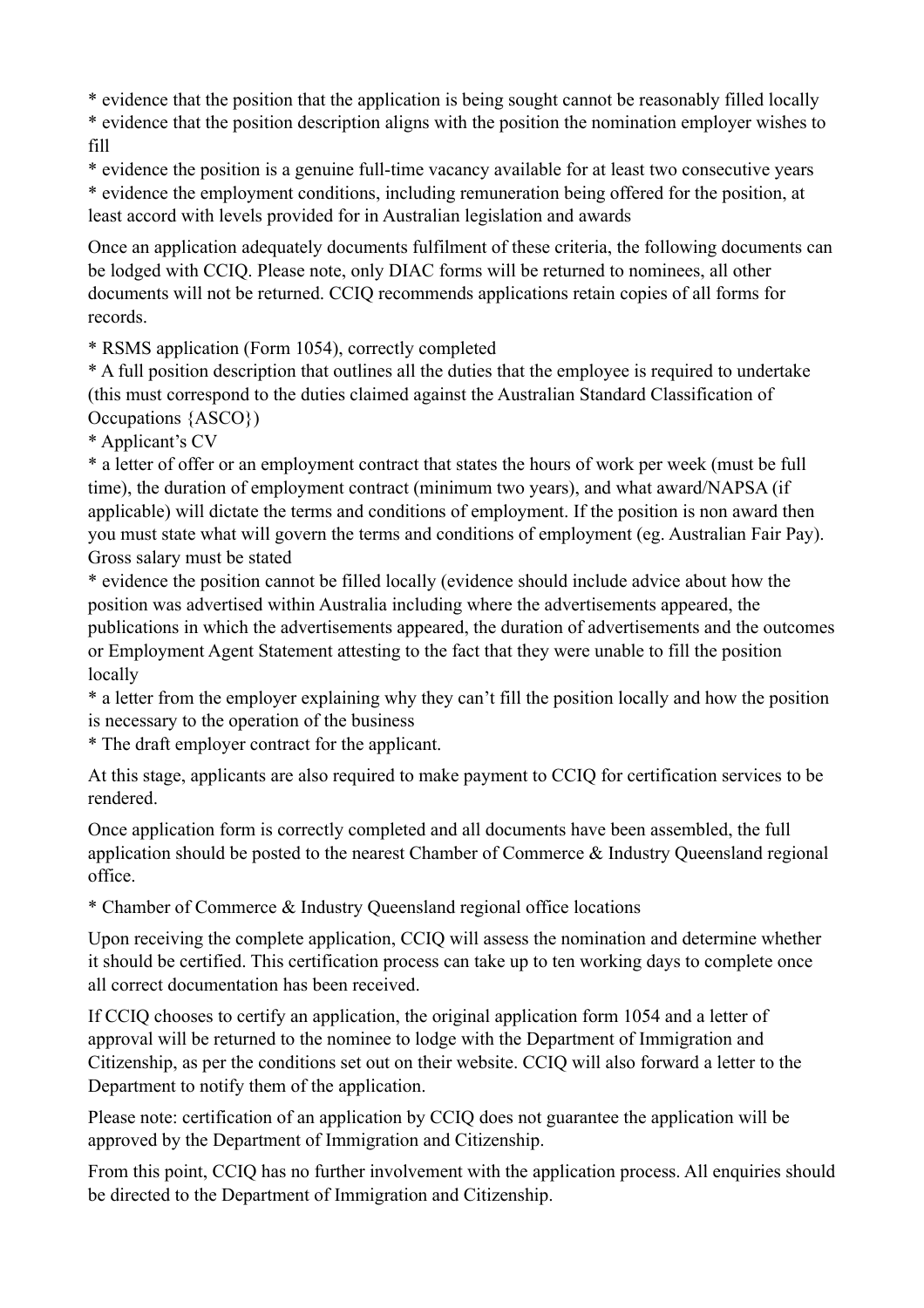* evidence that the position that the application is being sought cannot be reasonably filled locally
* evidence that the position description aligns with the position the nomination employer wishes to fill
* evidence the position is a genuine full-time vacancy available for at least two consecutive years
* evidence the employment conditions, including remuneration being offered for the position, at least accord with levels provided for in Australian legislation and awards

Once an application adequately documents fulfilment of these criteria, the following documents can be lodged with CCIQ. Please note, only DIAC forms will be returned to nominees, all other documents will not be returned. CCIQ recommends applications retain copies of all forms for records.

* RSMS application (Form 1054), correctly completed
* A full position description that outlines all the duties that the employee is required to undertake (this must correspond to the duties claimed against the Australian Standard Classification of Occupations {ASCO})
* Applicant's CV
* a letter of offer or an employment contract that states the hours of work per week (must be full time), the duration of employment contract (minimum two years), and what award/NAPSA (if applicable) will dictate the terms and conditions of employment. If the position is non award then you must state what will govern the terms and conditions of employment (eg. Australian Fair Pay). Gross salary must be stated
* evidence the position cannot be filled locally (evidence should include advice about how the position was advertised within Australia including where the advertisements appeared, the publications in which the advertisements appeared, the duration of advertisements and the outcomes or Employment Agent Statement attesting to the fact that they were unable to fill the position locally
* a letter from the employer explaining why they can't fill the position locally and how the position is necessary to the operation of the business
* The draft employer contract for the applicant.

At this stage, applicants are also required to make payment to CCIQ for certification services to be rendered.

Once application form is correctly completed and all documents have been assembled, the full application should be posted to the nearest Chamber of Commerce & Industry Queensland regional office.

* Chamber of Commerce & Industry Queensland regional office locations

Upon receiving the complete application, CCIQ will assess the nomination and determine whether it should be certified. This certification process can take up to ten working days to complete once all correct documentation has been received.

If CCIQ chooses to certify an application, the original application form 1054 and a letter of approval will be returned to the nominee to lodge with the Department of Immigration and Citizenship, as per the conditions set out on their website. CCIQ will also forward a letter to the Department to notify them of the application.

Please note: certification of an application by CCIQ does not guarantee the application will be approved by the Department of Immigration and Citizenship.

From this point, CCIQ has no further involvement with the application process. All enquiries should be directed to the Department of Immigration and Citizenship.